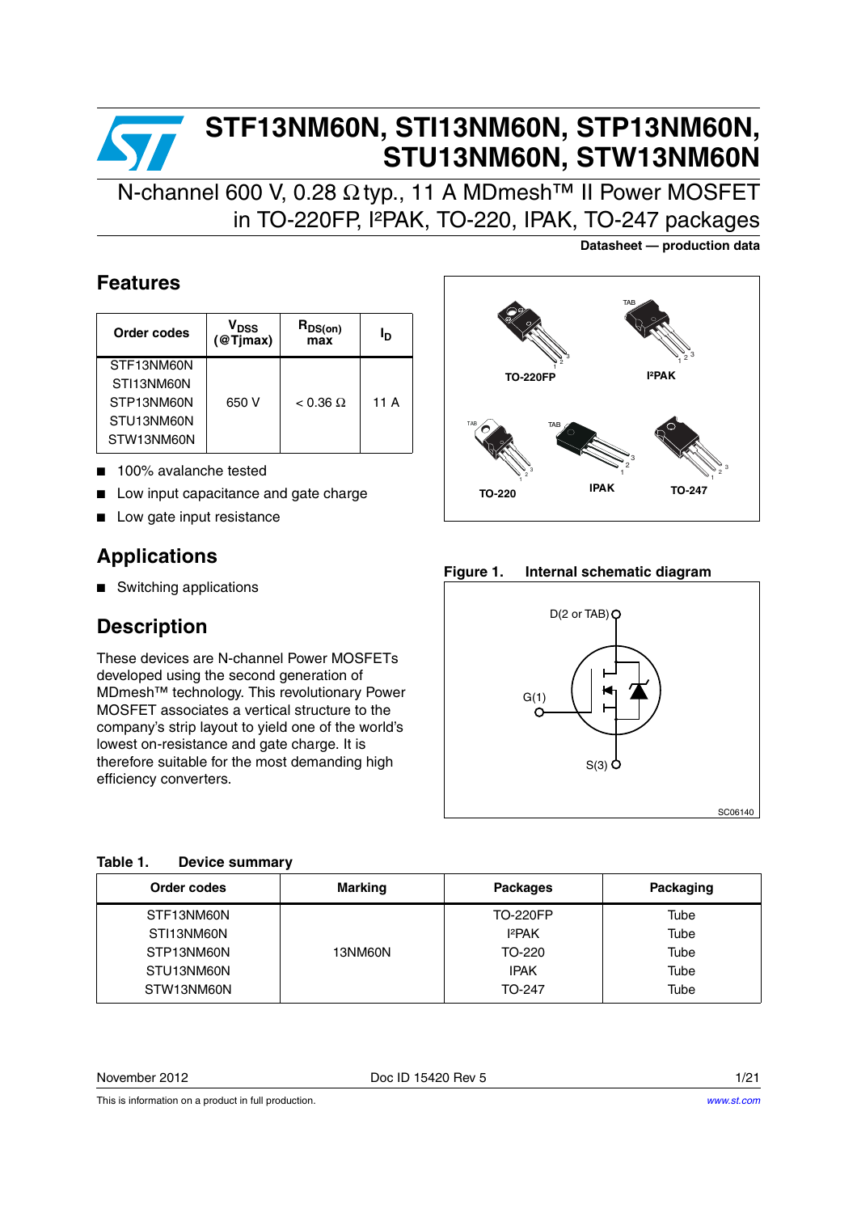# STF13NM60N, STI13NM60N, STP13NM60N, STU13NM60N, STW13NM60N

## N-channel 600 V, 0.28 Ω typ., 11 A MDmesh™ II Power MOSFET in TO-220FP, I²PAK, TO-220, IPAK, TO-247 packages

**Datasheet — production data**

## Features

| Order codes | $V_{DSS}$ (@Tjmax) | $R_{DS(on)}$ max | $I_D$ |
|---|---|---|---|
| STF13NM60N<br>STI13NM60N<br>STP13NM60N<br>STU13NM60N<br>STW13NM60N | 650 V | < 0.36 Ω | 11 A |

- 100% avalanche tested
- Low input capacitance and gate charge
- Low gate input resistance

TO-220FP, I²PAK, TO-220, IPAK, TO-247

## Applications

- Switching applications

## Description

These devices are N-channel Power MOSFETs developed using the second generation of MDmesh™ technology. This revolutionary Power MOSFET associates a vertical structure to the company's strip layout to yield one of the world's lowest on-resistance and gate charge. It is therefore suitable for the most demanding high efficiency converters.

**Figure 1. Internal schematic diagram**

D(2 or TAB), G(1), S(3)

SC06140

**Table 1. Device summary**

| Order codes | Marking | Packages | Packaging |
|---|---|---|---|
| STF13NM60N | 13NM60N | TO-220FP | Tube |
| STI13NM60N | | I²PAK | Tube |
| STP13NM60N | | TO-220 | Tube |
| STU13NM60N | | IPAK | Tube |
| STW13NM60N | | TO-247 | Tube |

November 2012 Doc ID 15420 Rev 5

This is information on a product in full production.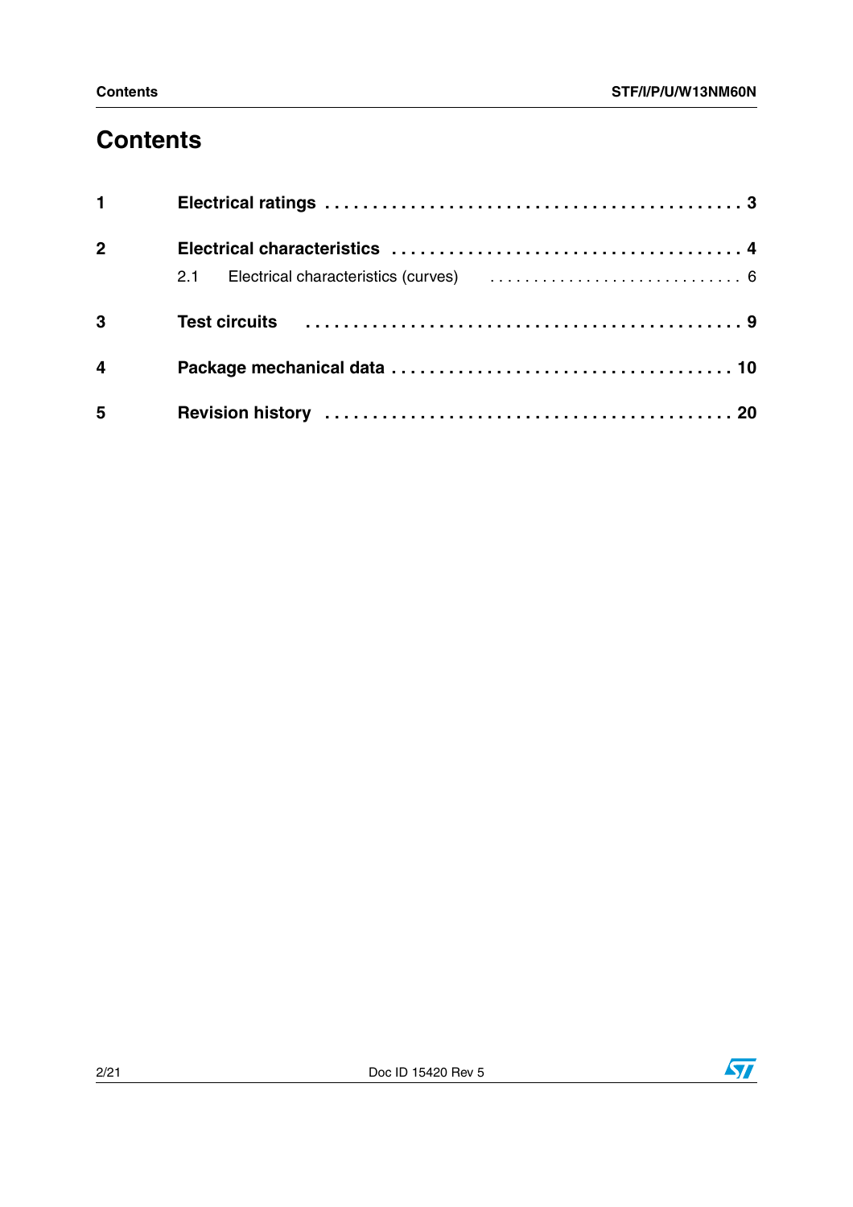# Contents

**1 Electrical ratings** . . . . . . . . . . . . . . . . . . . . . . . . . . . . . . . . . . . . . . . . . . . . 3

**2 Electrical characteristics** . . . . . . . . . . . . . . . . . . . . . . . . . . . . . . . . . . . . . 4

2.1 Electrical characteristics (curves) . . . . . . . . . . . . . . . . . . . . . . . . . . . . . 6

**3 Test circuits** . . . . . . . . . . . . . . . . . . . . . . . . . . . . . . . . . . . . . . . . . . . . . 9

**4 Package mechanical data** . . . . . . . . . . . . . . . . . . . . . . . . . . . . . . . . . . . 10

**5 Revision history** . . . . . . . . . . . . . . . . . . . . . . . . . . . . . . . . . . . . . . . . . . 20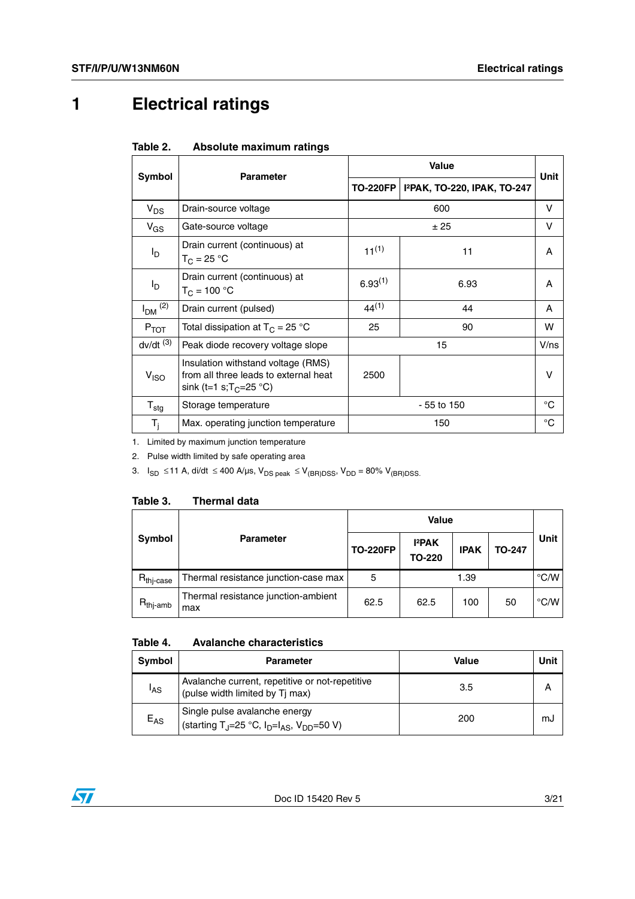# 1 Electrical ratings

**Table 2. Absolute maximum ratings**

| Symbol | Parameter | Value | | Unit |
|---|---|---|---|---|
| | | TO-220FP | I²PAK, TO-220, IPAK, TO-247 | |
| $V_{DS}$ | Drain-source voltage | 600 | | V |
| $V_{GS}$ | Gate-source voltage | ± 25 | | V |
| $I_D$ | Drain current (continuous) at $T_C$ = 25 °C | 11 (1) | 11 | A |
| $I_D$ | Drain current (continuous) at $T_C$ = 100 °C | 6.93 (1) | 6.93 | A |
| $I_{DM}$ (2) | Drain current (pulsed) | 44 (1) | 44 | A |
| $P_{TOT}$ | Total dissipation at $T_C$ = 25 °C | 25 | 90 | W |
| dv/dt (3) | Peak diode recovery voltage slope | 15 | | V/ns |
| $V_{ISO}$ | Insulation withstand voltage (RMS) from all three leads to external heat sink (t=1 s;$T_C$=25 °C) | 2500 | | V |
| $T_{stg}$ | Storage temperature | - 55 to 150 | | °C |
| $T_j$ | Max. operating junction temperature | 150 | | °C |

1. Limited by maximum junction temperature
2. Pulse width limited by safe operating area
3. $I_{SD}$ ≤11 A, di/dt ≤ 400 A/µs, $V_{DS\ peak}$ ≤ $V_{(BR)DSS}$, $V_{DD}$ = 80% $V_{(BR)DSS}$.

**Table 3. Thermal data**

| Symbol | Parameter | Value | | | | Unit |
|---|---|---|---|---|---|---|
| | | TO-220FP | I²PAK TO-220 | IPAK | TO-247 | |
| $R_{thj-case}$ | Thermal resistance junction-case max | 5 | 1.39 | | | °C/W |
| $R_{thj-amb}$ | Thermal resistance junction-ambient max | 62.5 | 62.5 | 100 | 50 | °C/W |

**Table 4. Avalanche characteristics**

| Symbol | Parameter | Value | Unit |
|---|---|---|---|
| $I_{AS}$ | Avalanche current, repetitive or not-repetitive (pulse width limited by Tj max) | 3.5 | A |
| $E_{AS}$ | Single pulse avalanche energy (starting $T_J$=25 °C, $I_D$=$I_{AS}$, $V_{DD}$=50 V) | 200 | mJ |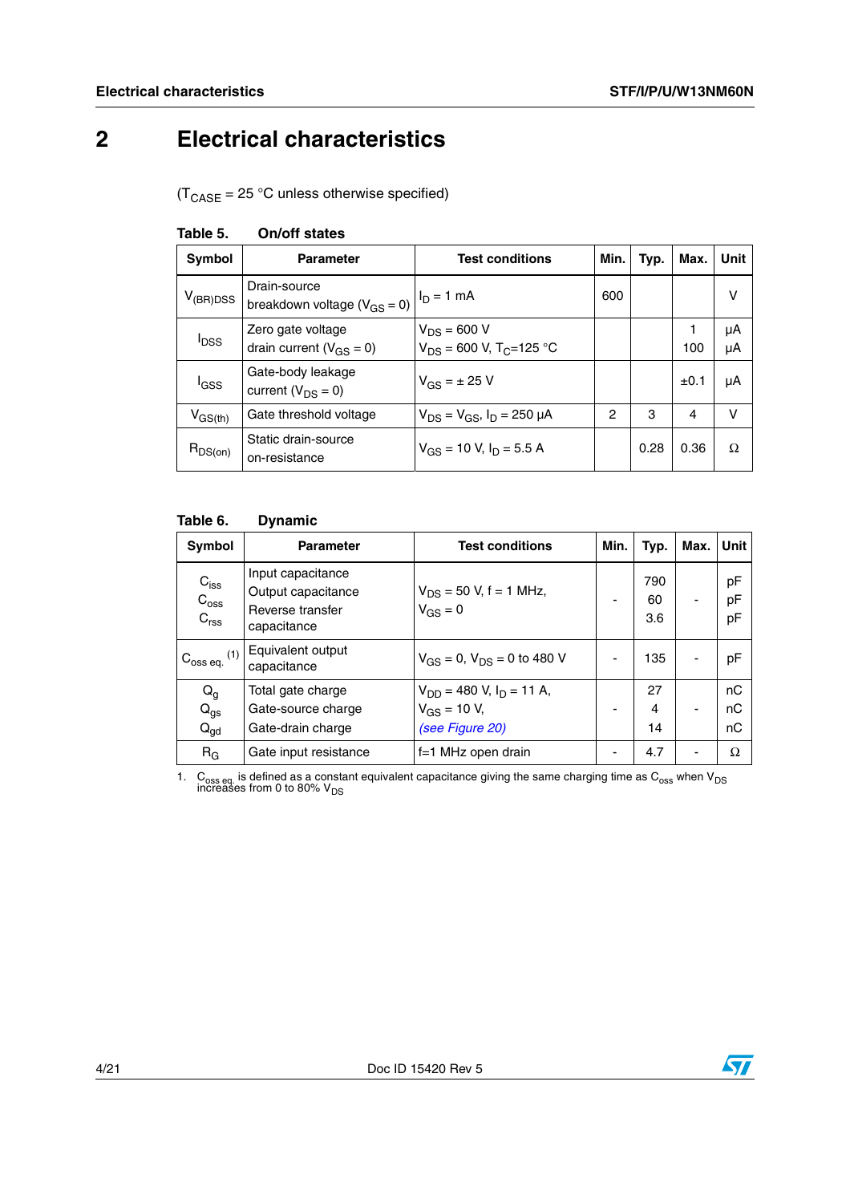# 2 Electrical characteristics

($T_{CASE}$ = 25 °C unless otherwise specified)

**Table 5. On/off states**

| Symbol | Parameter | Test conditions | Min. | Typ. | Max. | Unit |
|---|---|---|---|---|---|---|
| $V_{(BR)DSS}$ | Drain-source breakdown voltage ($V_{GS}$ = 0) | $I_D$ = 1 mA | 600 | | | V |
| $I_{DSS}$ | Zero gate voltage drain current ($V_{GS}$ = 0) | $V_{DS}$ = 600 V<br>$V_{DS}$ = 600 V, $T_C$=125 °C | | | 1<br>100 | µA<br>µA |
| $I_{GSS}$ | Gate-body leakage current ($V_{DS}$ = 0) | $V_{GS}$ = ± 25 V | | | ±0.1 | µA |
| $V_{GS(th)}$ | Gate threshold voltage | $V_{DS}$ = $V_{GS}$, $I_D$ = 250 µA | 2 | 3 | 4 | V |
| $R_{DS(on)}$ | Static drain-source on-resistance | $V_{GS}$ = 10 V, $I_D$ = 5.5 A | | 0.28 | 0.36 | Ω |

**Table 6. Dynamic**

| Symbol | Parameter | Test conditions | Min. | Typ. | Max. | Unit |
|---|---|---|---|---|---|---|
| $C_{iss}$<br>$C_{oss}$<br>$C_{rss}$ | Input capacitance<br>Output capacitance<br>Reverse transfer capacitance | $V_{DS}$ = 50 V, f = 1 MHz,<br>$V_{GS}$ = 0 | - | 790<br>60<br>3.6 | - | pF<br>pF<br>pF |
| $C_{oss\ eq.}$ (1) | Equivalent output capacitance | $V_{GS}$ = 0, $V_{DS}$ = 0 to 480 V | - | 135 | - | pF |
| $Q_g$<br>$Q_{gs}$<br>$Q_{gd}$ | Total gate charge<br>Gate-source charge<br>Gate-drain charge | $V_{DD}$ = 480 V, $I_D$ = 11 A,<br>$V_{GS}$ = 10 V,<br>*(see Figure 20)* | - | 27<br>4<br>14 | - | nC<br>nC<br>nC |
| $R_G$ | Gate input resistance | f=1 MHz open drain | - | 4.7 | - | Ω |

1. $C_{oss\ eq.}$ is defined as a constant equivalent capacitance giving the same charging time as $C_{oss}$ when $V_{DS}$ increases from 0 to 80% $V_{DS}$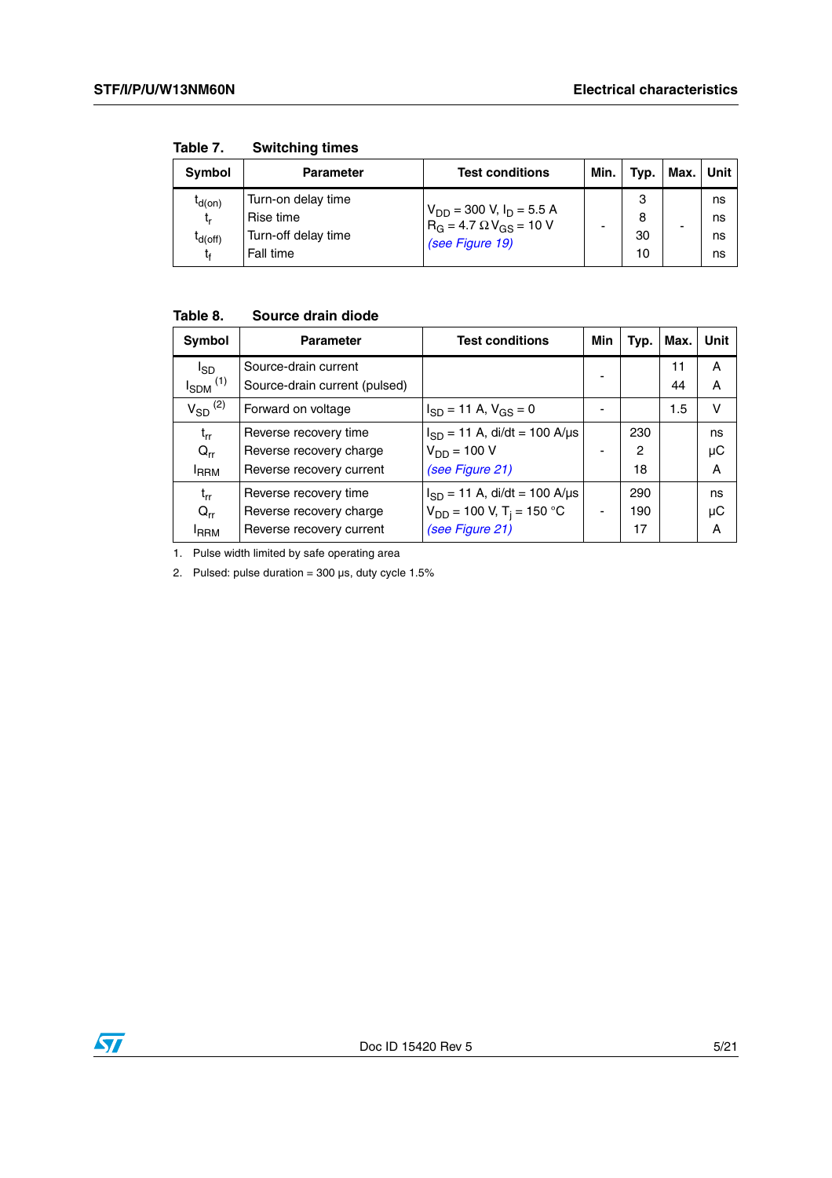Table 7. Switching times

| Symbol | Parameter | Test conditions | Min. | Typ. | Max. | Unit |
|---|---|---|---|---|---|---|
| $t_{d(on)}$ | Turn-on delay time | $V_{DD}$ = 300 V, $I_D$ = 5.5 A | - | 3 | - | ns |
| $t_r$ | Rise time | $R_G$ = 4.7 Ω $V_{GS}$ = 10 V | | 8 | | ns |
| $t_{d(off)}$ | Turn-off delay time | *(see Figure 19)* | | 30 | | ns |
| $t_f$ | Fall time | | | 10 | | ns |

Table 8. Source drain diode

| Symbol | Parameter | Test conditions | Min | Typ. | Max. | Unit |
|---|---|---|---|---|---|---|
| $I_{SD}$ | Source-drain current | | - | | 11 | A |
| $I_{SDM}$ [(1)] | Source-drain current (pulsed) | | | | 44 | A |
| $V_{SD}$ [(2)] | Forward on voltage | $I_{SD}$ = 11 A, $V_{GS}$ = 0 | - | | 1.5 | V |
| $t_{rr}$ | Reverse recovery time | $I_{SD}$ = 11 A, di/dt = 100 A/µs | - | 230 | | ns |
| $Q_{rr}$ | Reverse recovery charge | $V_{DD}$ = 100 V | | 2 | | µC |
| $I_{RRM}$ | Reverse recovery current | *(see Figure 21)* | | 18 | | A |
| $t_{rr}$ | Reverse recovery time | $I_{SD}$ = 11 A, di/dt = 100 A/µs | - | 290 | | ns |
| $Q_{rr}$ | Reverse recovery charge | $V_{DD}$ = 100 V, $T_j$ = 150 °C | | 190 | | µC |
| $I_{RRM}$ | Reverse recovery current | *(see Figure 21)* | | 17 | | A |

1. Pulse width limited by safe operating area
2. Pulsed: pulse duration = 300 µs, duty cycle 1.5%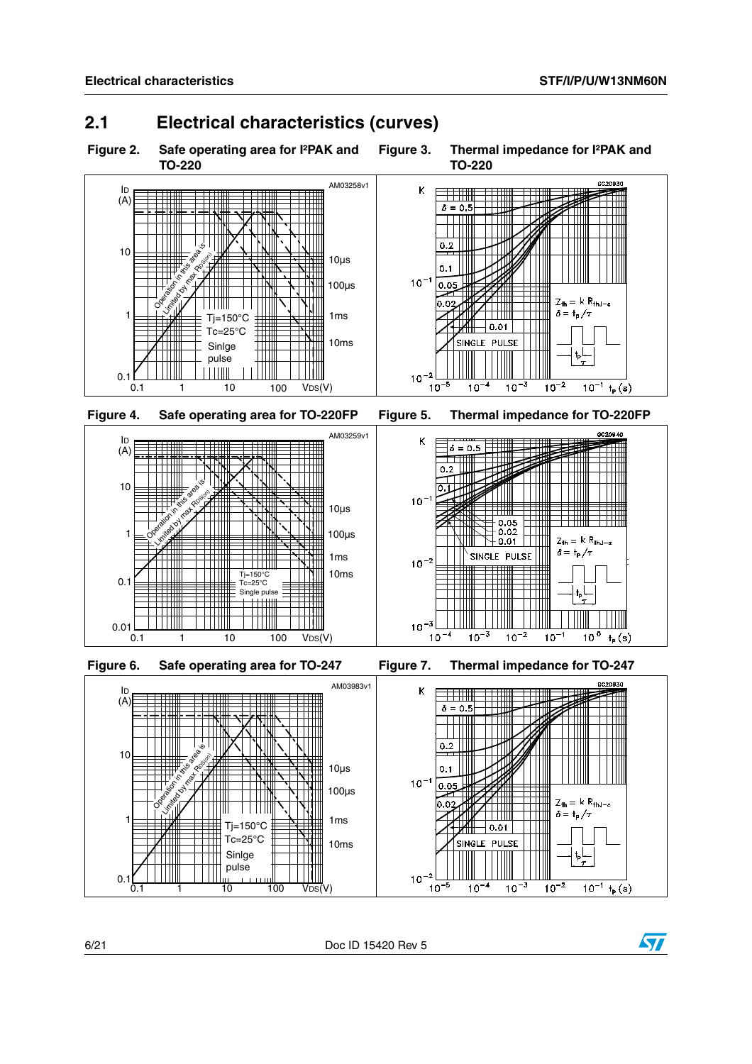## 2.1 Electrical characteristics (curves)

**Figure 2. Safe operating area for I²PAK and TO-220**

**Figure 3. Thermal impedance for I²PAK and TO-220**

**Figure 4. Safe operating area for TO-220FP**

**Figure 5. Thermal impedance for TO-220FP**

**Figure 6. Safe operating area for TO-247**

**Figure 7. Thermal impedance for TO-247**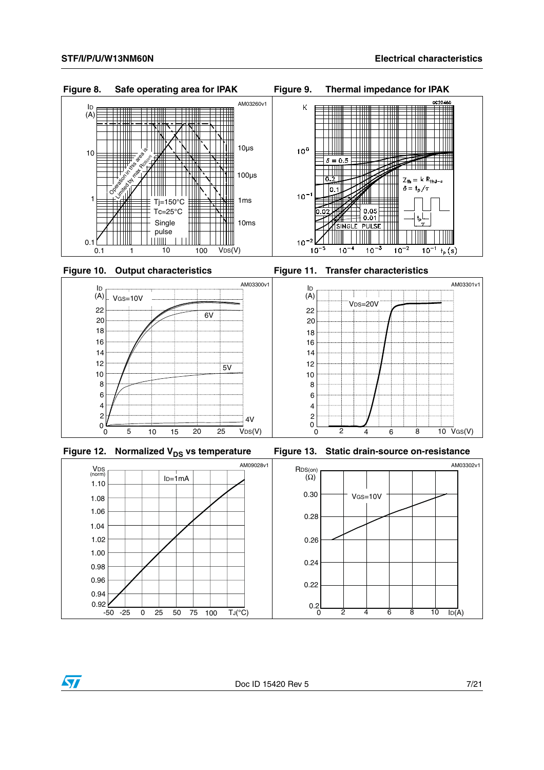**Figure 8. Safe operating area for IPAK**

**Figure 9. Thermal impedance for IPAK**

**Figure 10. Output characteristics**

**Figure 11. Transfer characteristics**

**Figure 12. Normalized $V_{DS}$ vs temperature**

**Figure 13. Static drain-source on-resistance**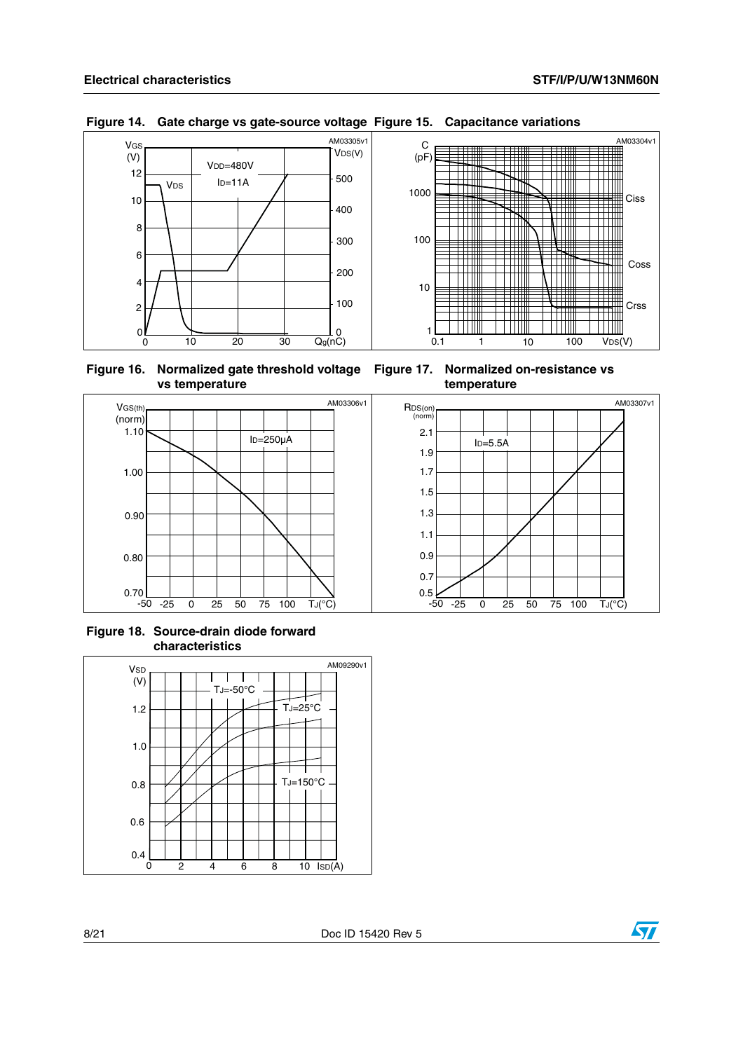**Figure 14. Gate charge vs gate-source voltage**

**Figure 15. Capacitance variations**

**Figure 16. Normalized gate threshold voltage vs temperature**

**Figure 17. Normalized on-resistance vs temperature**

**Figure 18. Source-drain diode forward characteristics**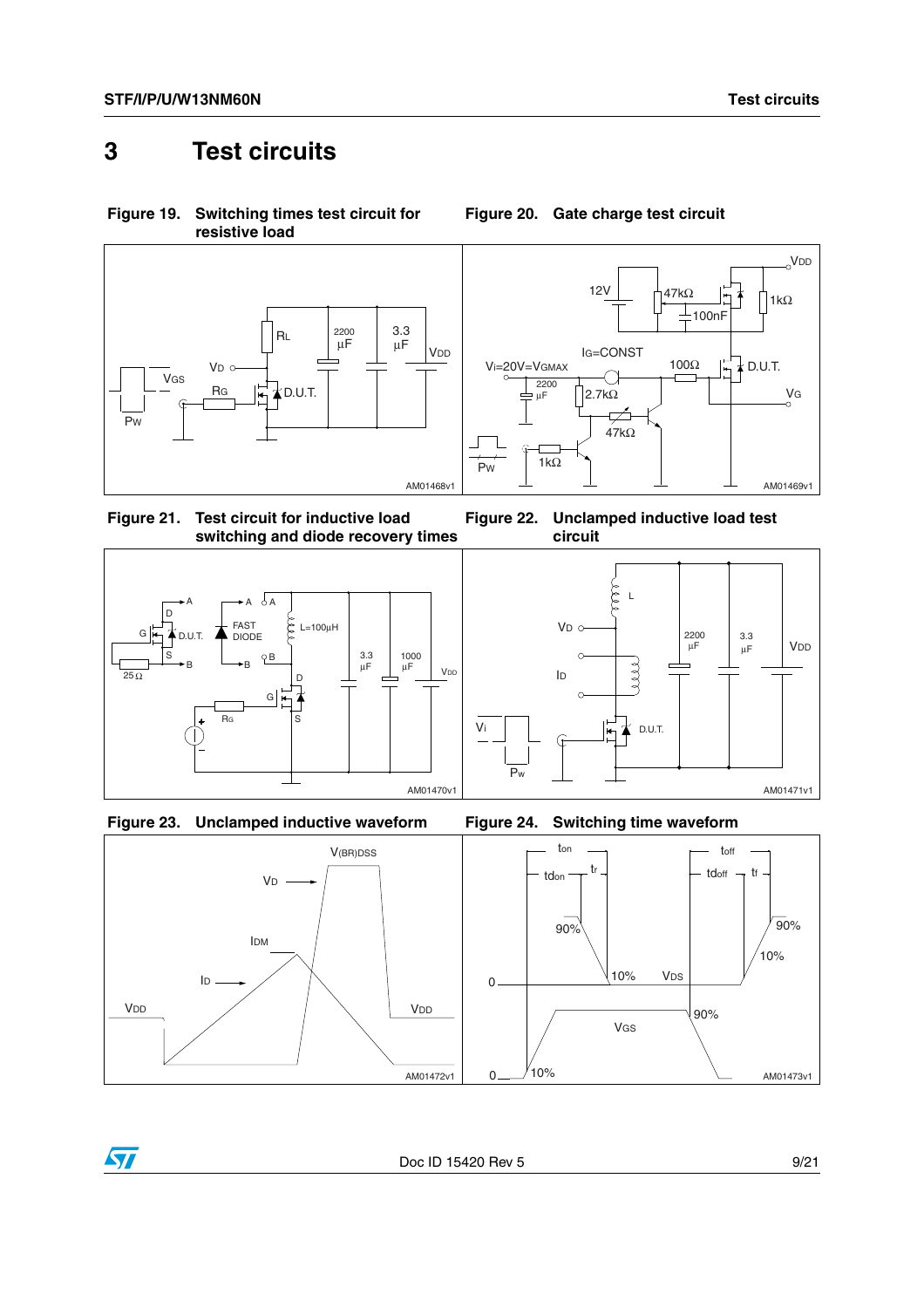# 3 Test circuits

**Figure 19. Switching times test circuit for resistive load**

**Figure 20. Gate charge test circuit**

**Figure 21. Test circuit for inductive load switching and diode recovery times**

**Figure 22. Unclamped inductive load test circuit**

**Figure 23. Unclamped inductive waveform**

**Figure 24. Switching time waveform**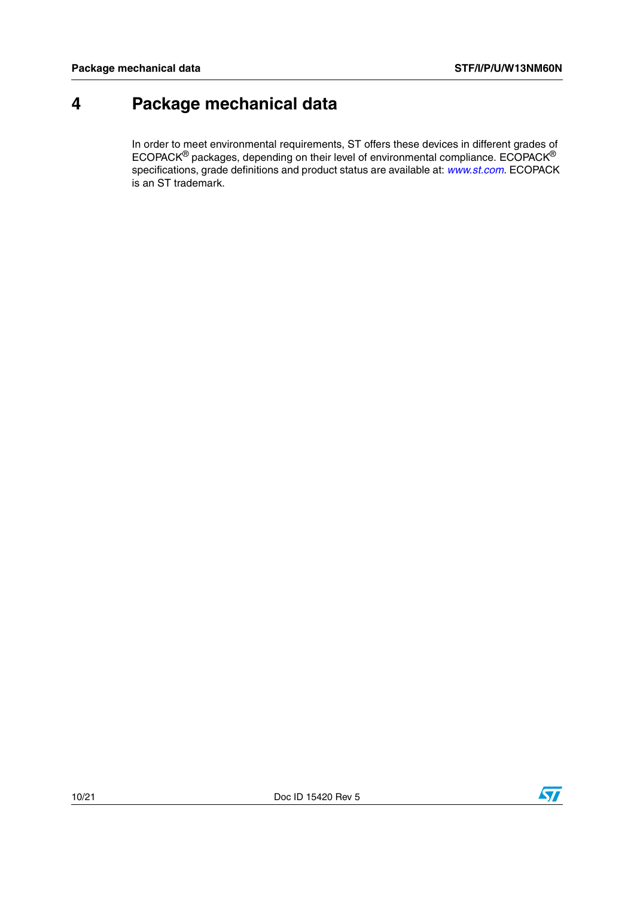# 4 Package mechanical data

In order to meet environmental requirements, ST offers these devices in different grades of ECOPACK® packages, depending on their level of environmental compliance. ECOPACK® specifications, grade definitions and product status are available at: *www.st.com*. ECOPACK is an ST trademark.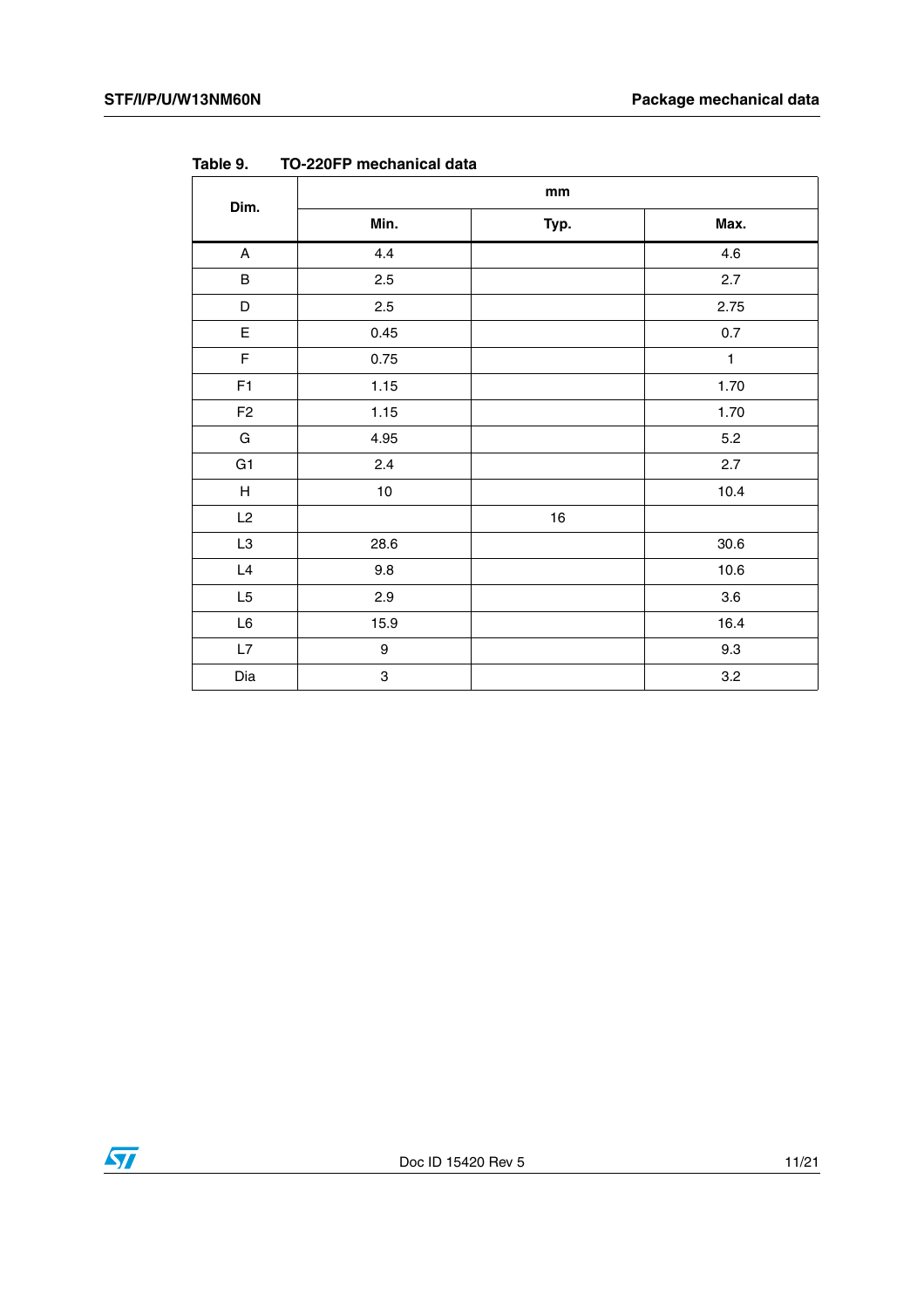Table 9. TO-220FP mechanical data

| Dim. | mm | | |
|---|---|---|---|
| | Min. | Typ. | Max. |
| A | 4.4 | | 4.6 |
| B | 2.5 | | 2.7 |
| D | 2.5 | | 2.75 |
| E | 0.45 | | 0.7 |
| F | 0.75 | | 1 |
| F1 | 1.15 | | 1.70 |
| F2 | 1.15 | | 1.70 |
| G | 4.95 | | 5.2 |
| G1 | 2.4 | | 2.7 |
| H | 10 | | 10.4 |
| L2 | | 16 | |
| L3 | 28.6 | | 30.6 |
| L4 | 9.8 | | 10.6 |
| L5 | 2.9 | | 3.6 |
| L6 | 15.9 | | 16.4 |
| L7 | 9 | | 9.3 |
| Dia | 3 | | 3.2 |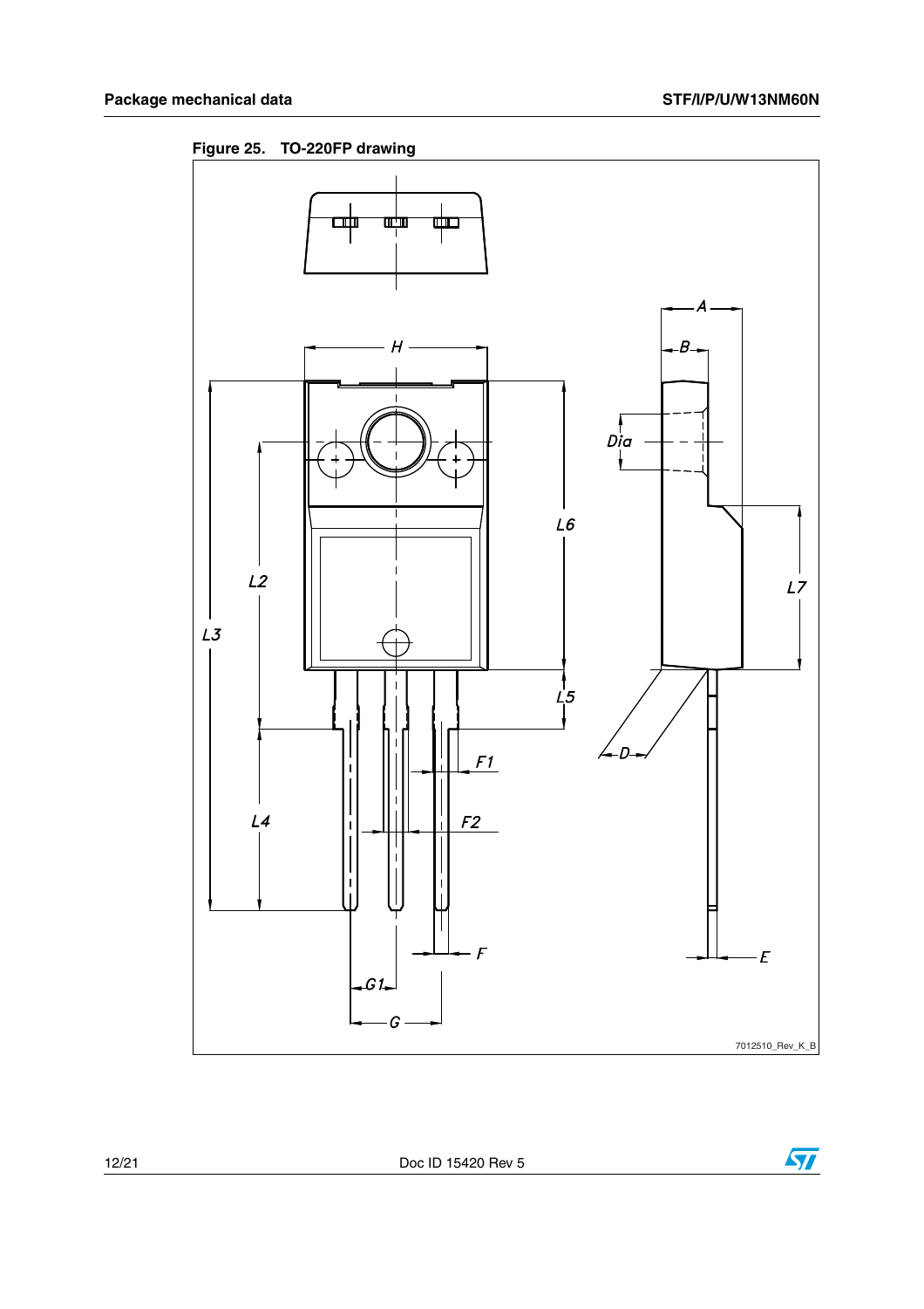**Figure 25. TO-220FP drawing**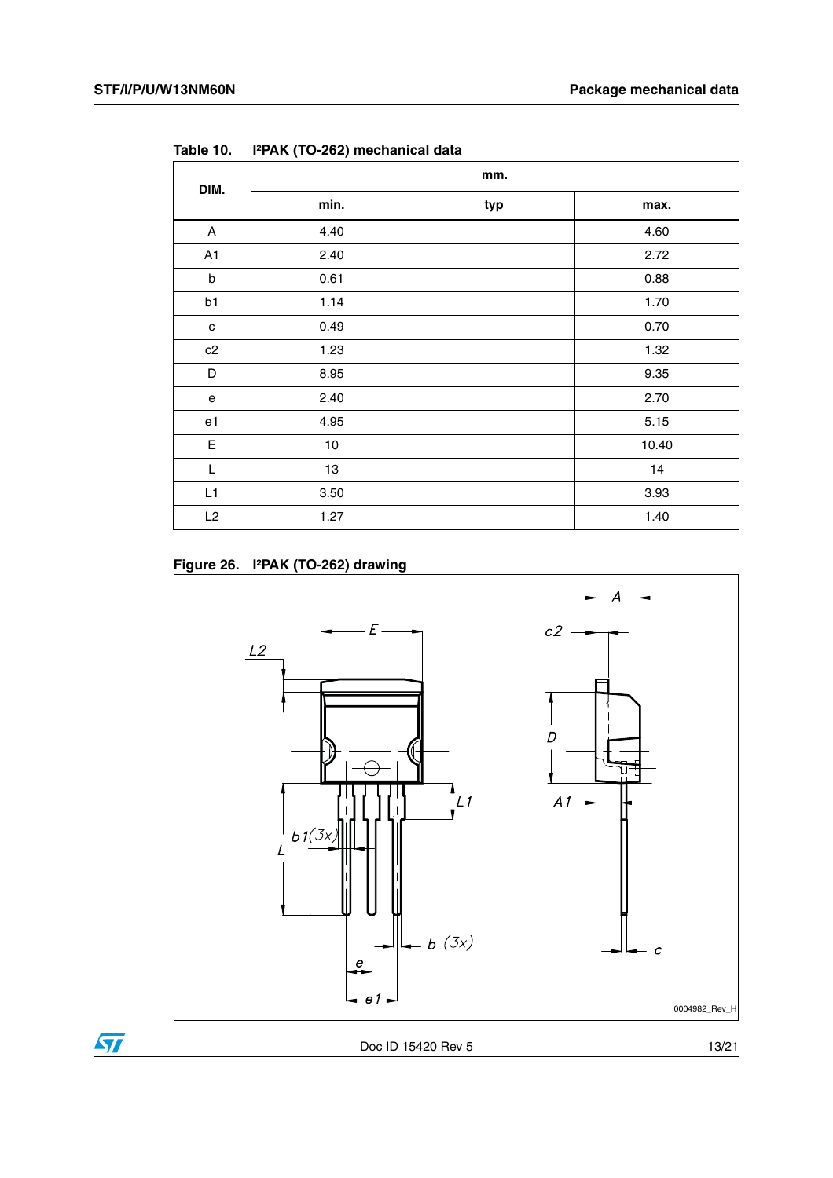Table 10. I²PAK (TO-262) mechanical data

| DIM. | mm. | | |
|---|---|---|---|
| | min. | typ | max. |
| A | 4.40 | | 4.60 |
| A1 | 2.40 | | 2.72 |
| b | 0.61 | | 0.88 |
| b1 | 1.14 | | 1.70 |
| c | 0.49 | | 0.70 |
| c2 | 1.23 | | 1.32 |
| D | 8.95 | | 9.35 |
| e | 2.40 | | 2.70 |
| e1 | 4.95 | | 5.15 |
| E | 10 | | 10.40 |
| L | 13 | | 14 |
| L1 | 3.50 | | 3.93 |
| L2 | 1.27 | | 1.40 |

Figure 26. I²PAK (TO-262) drawing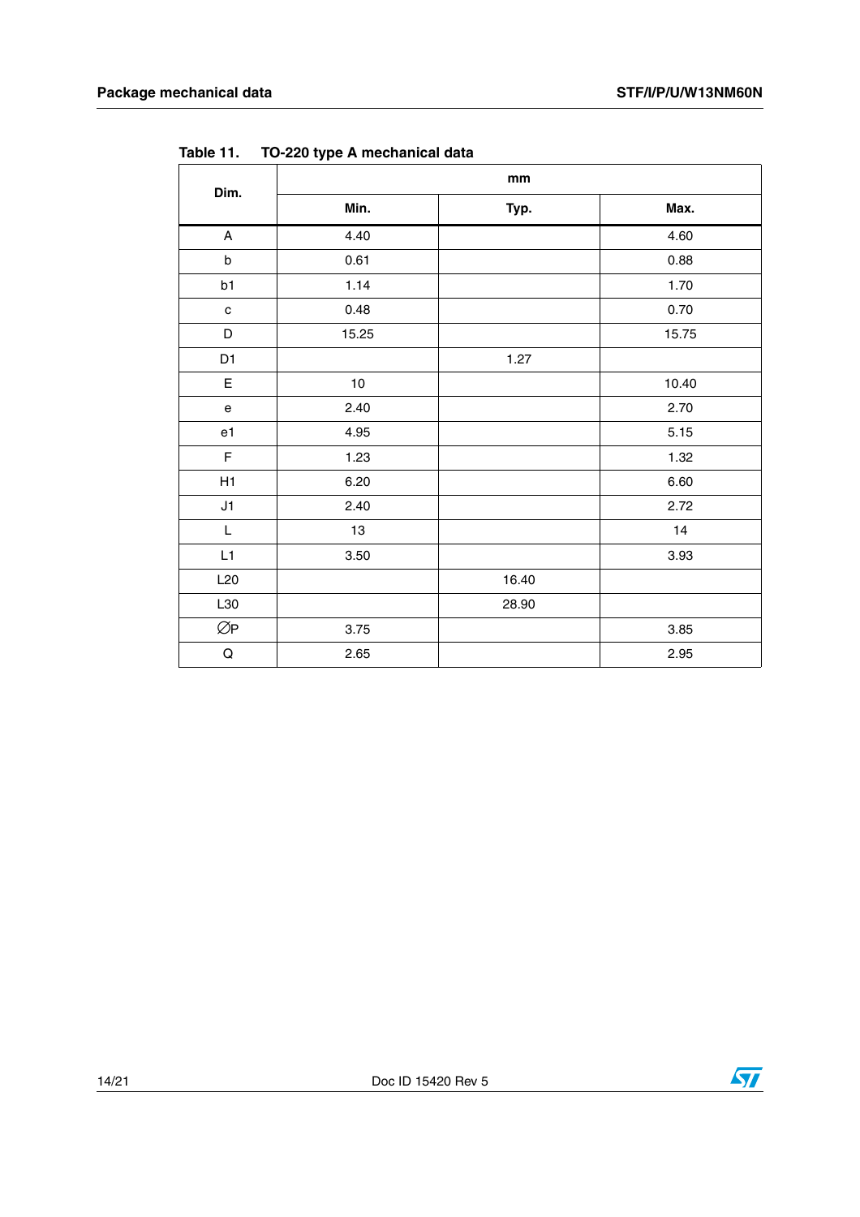Table 11. TO-220 type A mechanical data

| Dim. | mm | | |
|---|---|---|---|
| | Min. | Typ. | Max. |
| A | 4.40 | | 4.60 |
| b | 0.61 | | 0.88 |
| b1 | 1.14 | | 1.70 |
| c | 0.48 | | 0.70 |
| D | 15.25 | | 15.75 |
| D1 | | 1.27 | |
| E | 10 | | 10.40 |
| e | 2.40 | | 2.70 |
| e1 | 4.95 | | 5.15 |
| F | 1.23 | | 1.32 |
| H1 | 6.20 | | 6.60 |
| J1 | 2.40 | | 2.72 |
| L | 13 | | 14 |
| L1 | 3.50 | | 3.93 |
| L20 | | 16.40 | |
| L30 | | 28.90 | |
| ∅P | 3.75 | | 3.85 |
| Q | 2.65 | | 2.95 |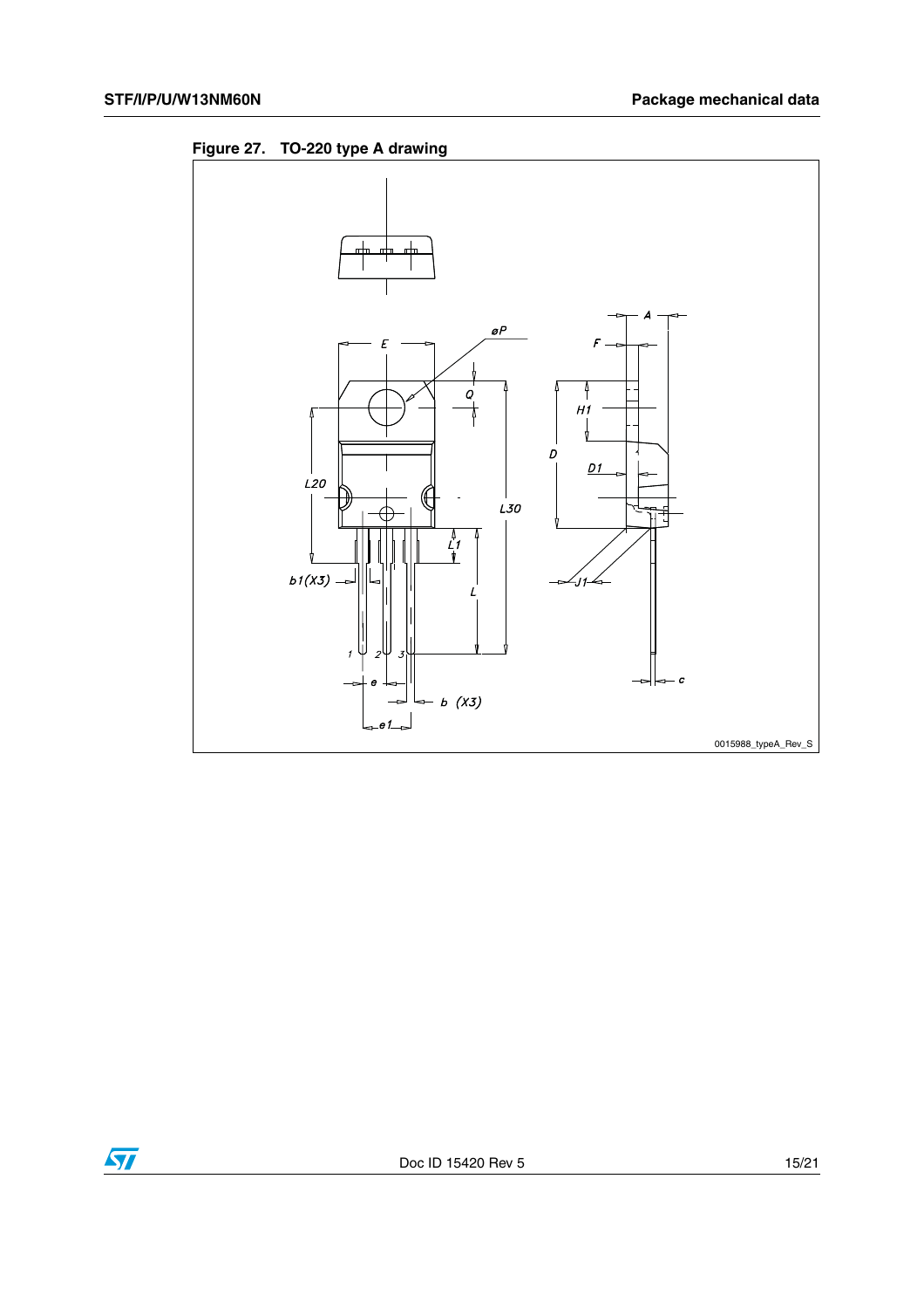**Figure 27. TO-220 type A drawing**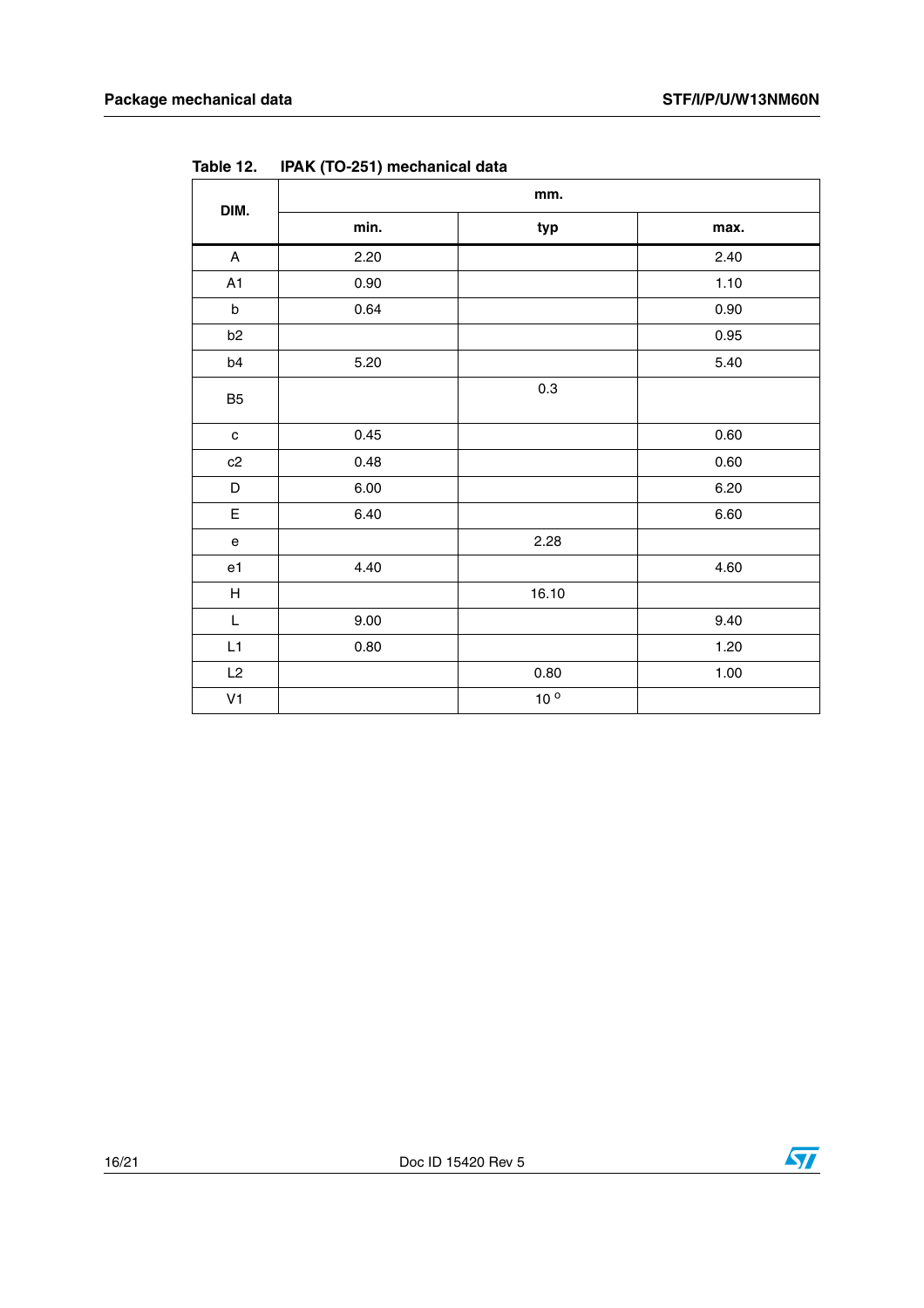Table 12. IPAK (TO-251) mechanical data

| DIM. | mm. | | |
|---|---|---|---|
| | min. | typ | max. |
| A | 2.20 | | 2.40 |
| A1 | 0.90 | | 1.10 |
| b | 0.64 | | 0.90 |
| b2 | | | 0.95 |
| b4 | 5.20 | | 5.40 |
| B5 | | 0.3 | |
| c | 0.45 | | 0.60 |
| c2 | 0.48 | | 0.60 |
| D | 6.00 | | 6.20 |
| E | 6.40 | | 6.60 |
| e | | 2.28 | |
| e1 | 4.40 | | 4.60 |
| H | | 16.10 | |
| L | 9.00 | | 9.40 |
| L1 | 0.80 | | 1.20 |
| L2 | | 0.80 | 1.00 |
| V1 | | 10 ° | |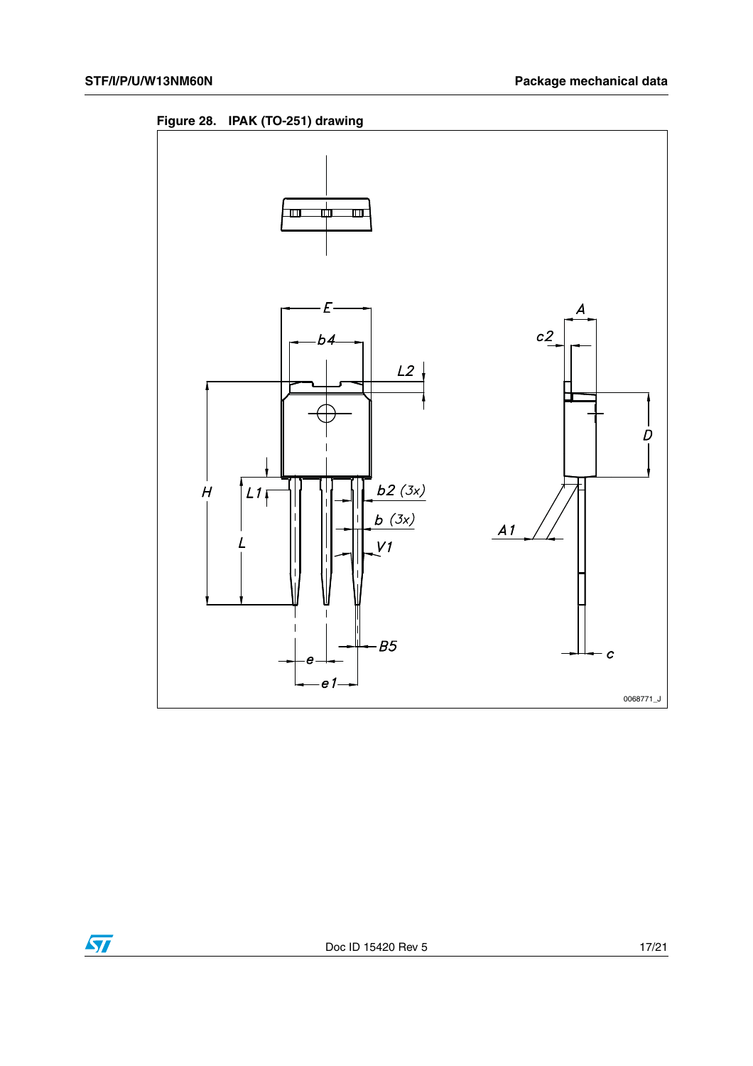Figure 28. IPAK (TO-251) drawing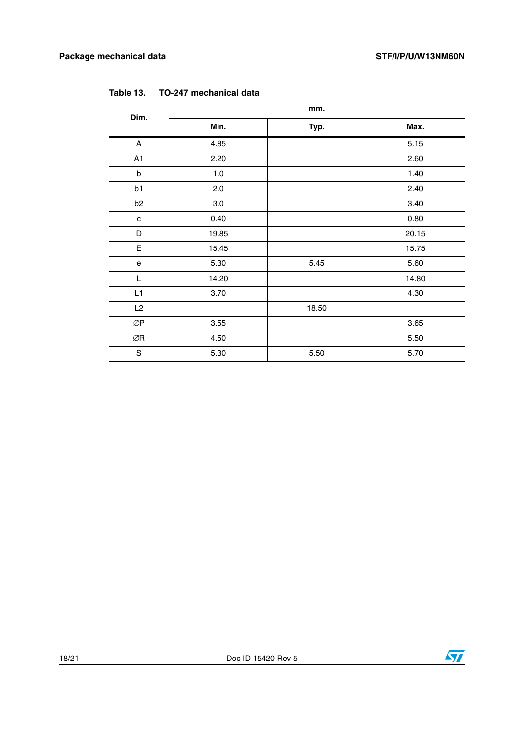Table 13. TO-247 mechanical data

| Dim. | mm. | | |
|---|---|---|---|
| | Min. | Typ. | Max. |
| A | 4.85 | | 5.15 |
| A1 | 2.20 | | 2.60 |
| b | 1.0 | | 1.40 |
| b1 | 2.0 | | 2.40 |
| b2 | 3.0 | | 3.40 |
| c | 0.40 | | 0.80 |
| D | 19.85 | | 20.15 |
| E | 15.45 | | 15.75 |
| e | 5.30 | 5.45 | 5.60 |
| L | 14.20 | | 14.80 |
| L1 | 3.70 | | 4.30 |
| L2 | | 18.50 | |
| ∅P | 3.55 | | 3.65 |
| ∅R | 4.50 | | 5.50 |
| S | 5.30 | 5.50 | 5.70 |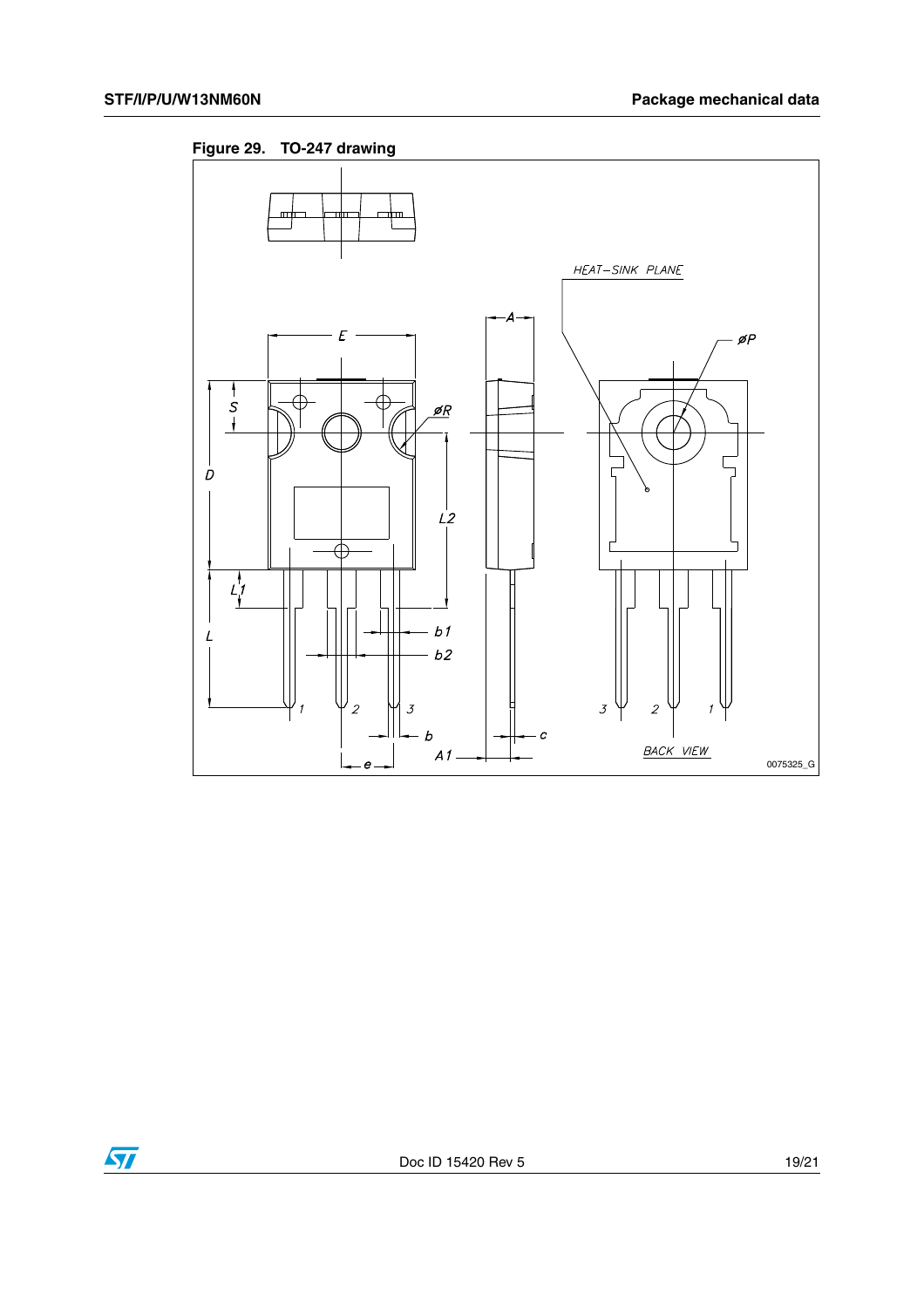**Figure 29. TO-247 drawing**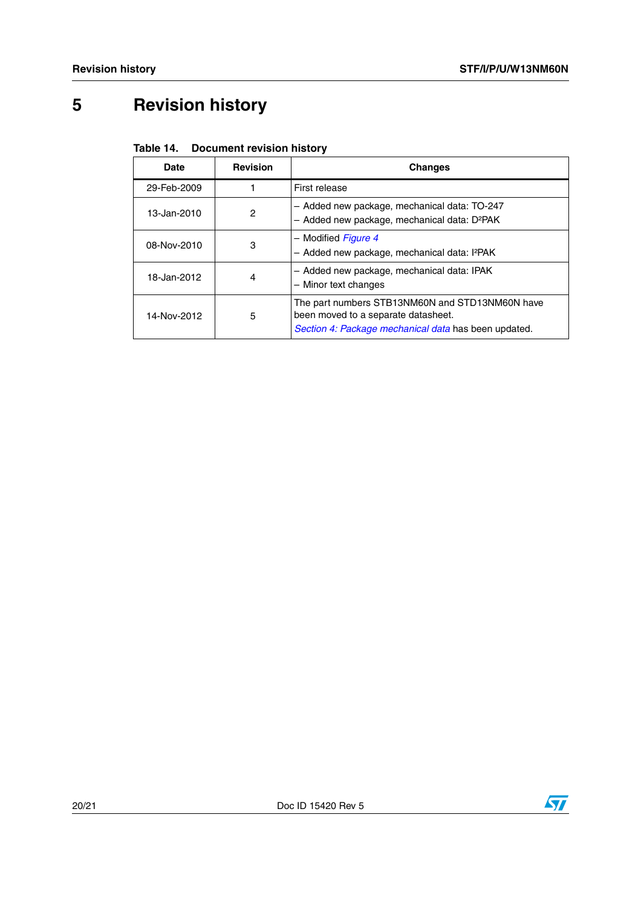# 5 Revision history

Table 14. Document revision history

| Date | Revision | Changes |
|---|---|---|
| 29-Feb-2009 | 1 | First release |
| 13-Jan-2010 | 2 | – Added new package, mechanical data: TO-247<br>– Added new package, mechanical data: $D^2PAK$ |
| 08-Nov-2010 | 3 | – Modified *Figure 4*<br>– Added new package, mechanical data: $I^2PAK$ |
| 18-Jan-2012 | 4 | – Added new package, mechanical data: IPAK<br>– Minor text changes |
| 14-Nov-2012 | 5 | The part numbers STB13NM60N and STD13NM60N have been moved to a separate datasheet.<br>*Section 4: Package mechanical data* has been updated. |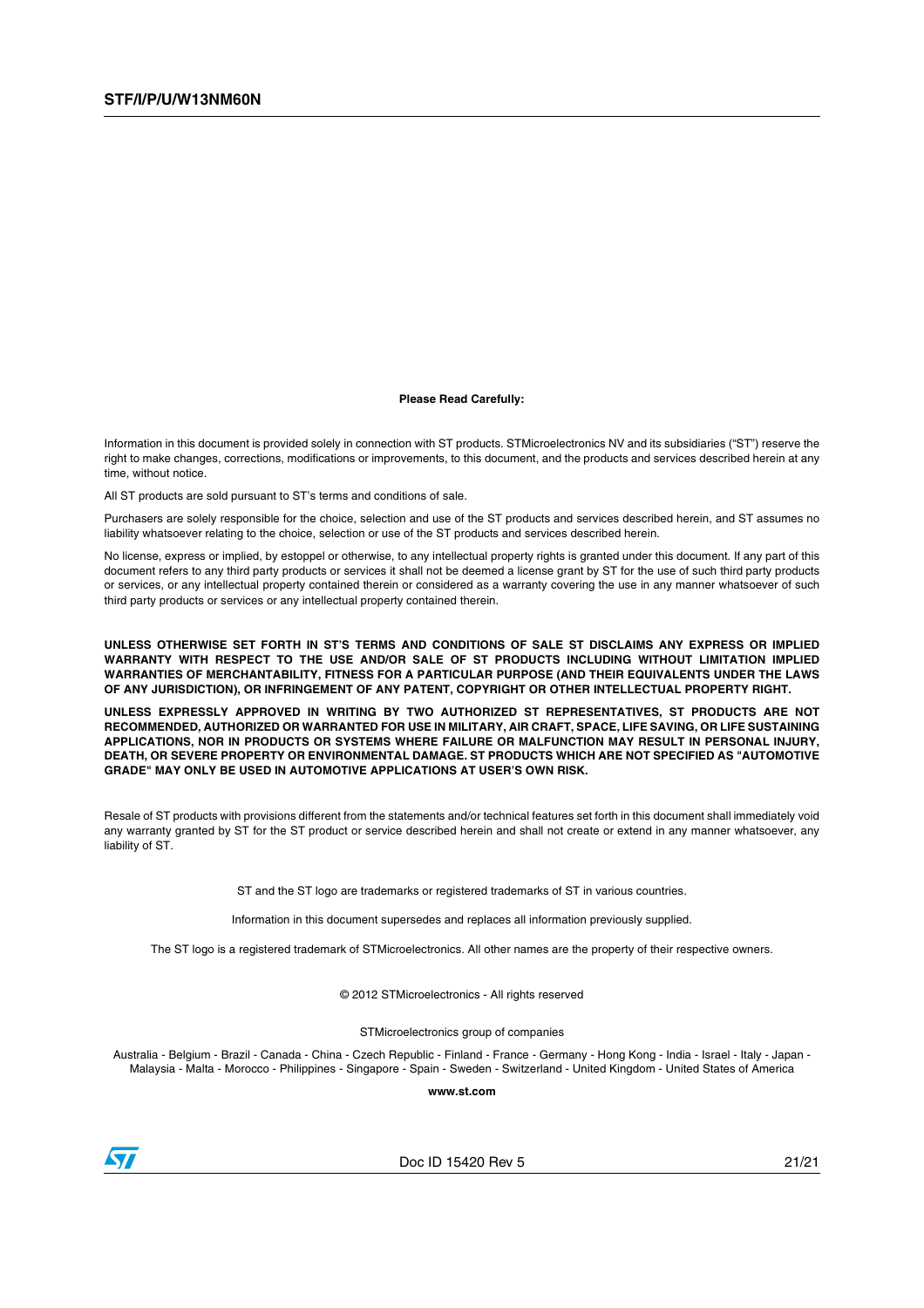**Please Read Carefully:**

Information in this document is provided solely in connection with ST products. STMicroelectronics NV and its subsidiaries ("ST") reserve the right to make changes, corrections, modifications or improvements, to this document, and the products and services described herein at any time, without notice.

All ST products are sold pursuant to ST's terms and conditions of sale.

Purchasers are solely responsible for the choice, selection and use of the ST products and services described herein, and ST assumes no liability whatsoever relating to the choice, selection or use of the ST products and services described herein.

No license, express or implied, by estoppel or otherwise, to any intellectual property rights is granted under this document. If any part of this document refers to any third party products or services it shall not be deemed a license grant by ST for the use of such third party products or services, or any intellectual property contained therein or considered as a warranty covering the use in any manner whatsoever of such third party products or services or any intellectual property contained therein.

**UNLESS OTHERWISE SET FORTH IN ST'S TERMS AND CONDITIONS OF SALE ST DISCLAIMS ANY EXPRESS OR IMPLIED WARRANTY WITH RESPECT TO THE USE AND/OR SALE OF ST PRODUCTS INCLUDING WITHOUT LIMITATION IMPLIED WARRANTIES OF MERCHANTABILITY, FITNESS FOR A PARTICULAR PURPOSE (AND THEIR EQUIVALENTS UNDER THE LAWS OF ANY JURISDICTION), OR INFRINGEMENT OF ANY PATENT, COPYRIGHT OR OTHER INTELLECTUAL PROPERTY RIGHT.**

**UNLESS EXPRESSLY APPROVED IN WRITING BY TWO AUTHORIZED ST REPRESENTATIVES, ST PRODUCTS ARE NOT RECOMMENDED, AUTHORIZED OR WARRANTED FOR USE IN MILITARY, AIR CRAFT, SPACE, LIFE SAVING, OR LIFE SUSTAINING APPLICATIONS, NOR IN PRODUCTS OR SYSTEMS WHERE FAILURE OR MALFUNCTION MAY RESULT IN PERSONAL INJURY, DEATH, OR SEVERE PROPERTY OR ENVIRONMENTAL DAMAGE. ST PRODUCTS WHICH ARE NOT SPECIFIED AS "AUTOMOTIVE GRADE" MAY ONLY BE USED IN AUTOMOTIVE APPLICATIONS AT USER'S OWN RISK.**

Resale of ST products with provisions different from the statements and/or technical features set forth in this document shall immediately void any warranty granted by ST for the ST product or service described herein and shall not create or extend in any manner whatsoever, any liability of ST.

ST and the ST logo are trademarks or registered trademarks of ST in various countries.

Information in this document supersedes and replaces all information previously supplied.

The ST logo is a registered trademark of STMicroelectronics. All other names are the property of their respective owners.

© 2012 STMicroelectronics - All rights reserved

STMicroelectronics group of companies

Australia - Belgium - Brazil - Canada - China - Czech Republic - Finland - France - Germany - Hong Kong - India - Israel - Italy - Japan - Malaysia - Malta - Morocco - Philippines - Singapore - Spain - Sweden - Switzerland - United Kingdom - United States of America

**www.st.com**